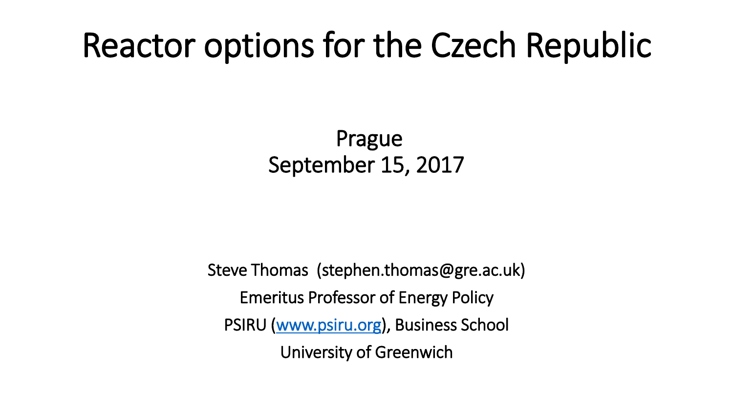# Reactor options for the Czech Republic

Prague
September 15, 2017

Steve Thomas (stephen.thomas@gre.ac.uk)
Emeritus Professor of Energy Policy
PSIRU (www.psiru.org), Business School
University of Greenwich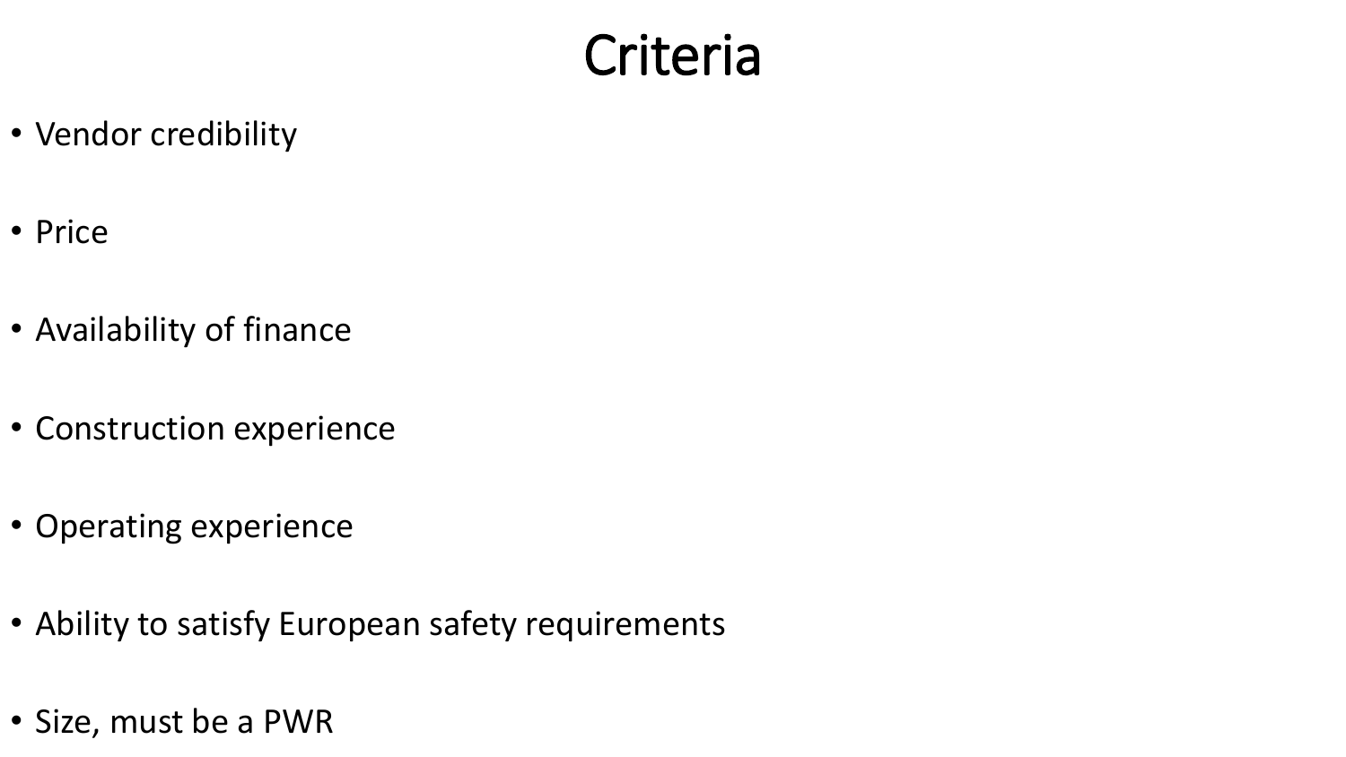# Criteria

- Vendor credibility
- Price
- Availability of finance
- Construction experience
- Operating experience
- Ability to satisfy European safety requirements
- Size, must be a PWR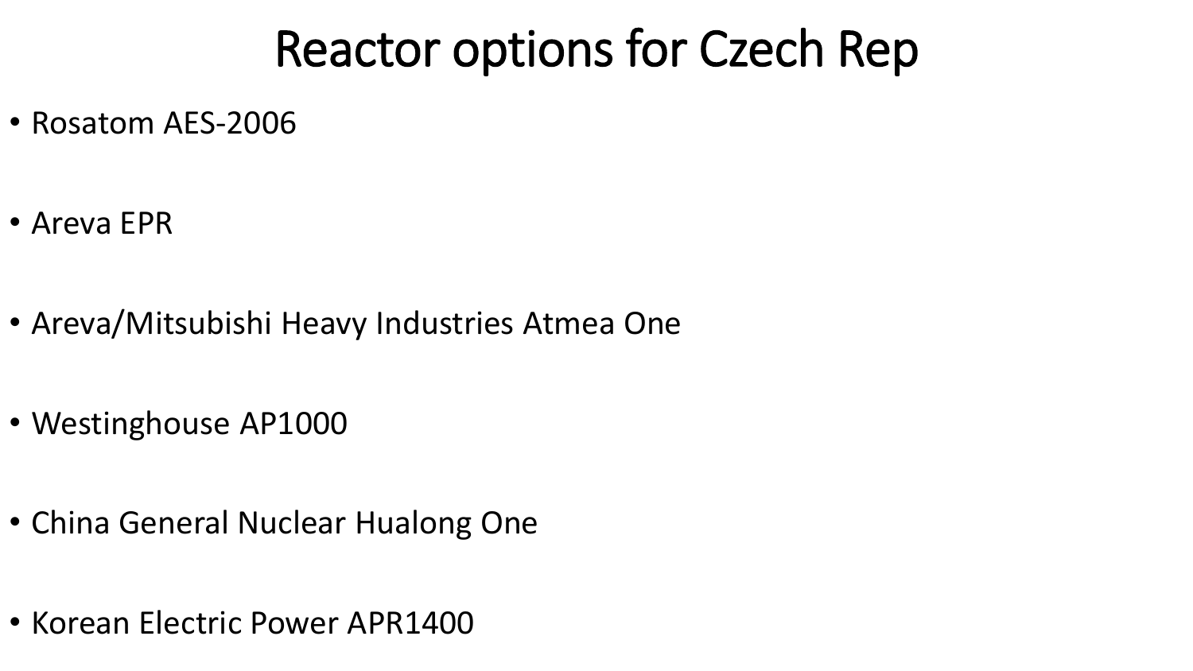# Reactor options for Czech Rep

- Rosatom AES-2006
- Areva EPR
- Areva/Mitsubishi Heavy Industries Atmea One
- Westinghouse AP1000
- China General Nuclear Hualong One
- Korean Electric Power APR1400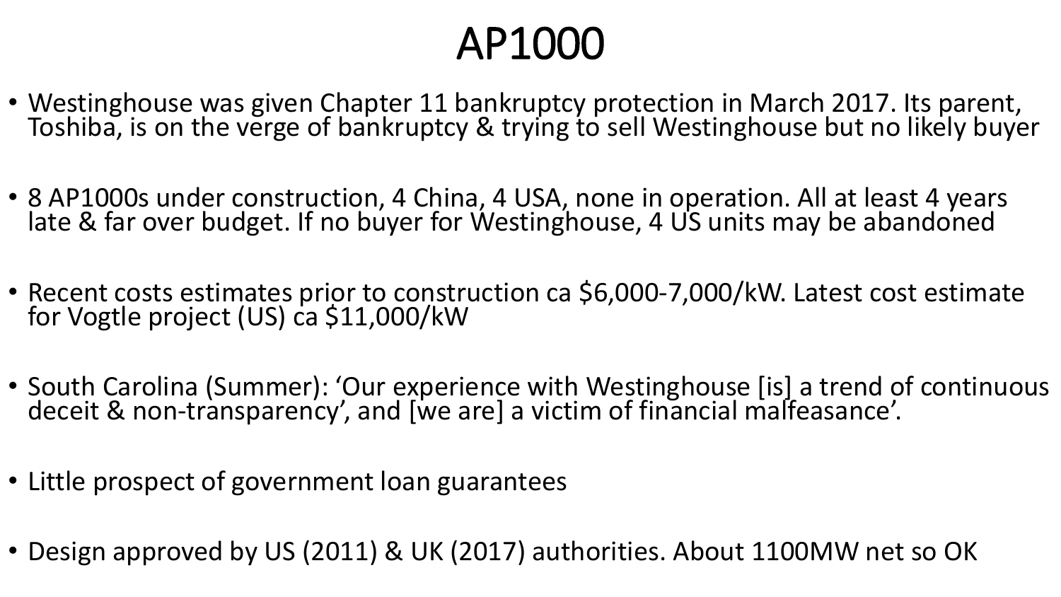# AP1000

- Westinghouse was given Chapter 11 bankruptcy protection in March 2017. Its parent, Toshiba, is on the verge of bankruptcy & trying to sell Westinghouse but no likely buyer
- 8 AP1000s under construction, 4 China, 4 USA, none in operation. All at least 4 years late & far over budget. If no buyer for Westinghouse, 4 US units may be abandoned
- Recent costs estimates prior to construction ca $6,000-7,000/kW. Latest cost estimate for Vogtle project (US) ca $11,000/kW
- South Carolina (Summer): 'Our experience with Westinghouse [is] a trend of continuous deceit & non-transparency', and [we are] a victim of financial malfeasance'.
- Little prospect of government loan guarantees
- Design approved by US (2011) & UK (2017) authorities. About 1100MW net so OK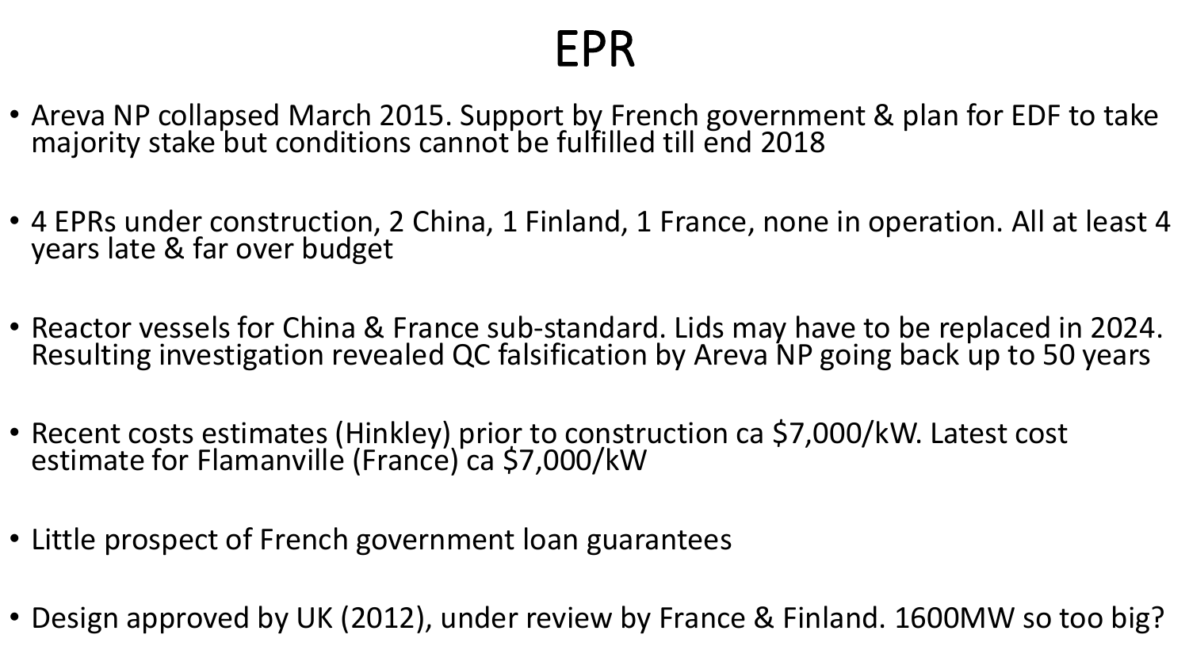# EPR

- Areva NP collapsed March 2015. Support by French government & plan for EDF to take majority stake but conditions cannot be fulfilled till end 2018
- 4 EPRs under construction, 2 China, 1 Finland, 1 France, none in operation. All at least 4 years late & far over budget
- Reactor vessels for China & France sub-standard. Lids may have to be replaced in 2024. Resulting investigation revealed QC falsification by Areva NP going back up to 50 years
- Recent costs estimates (Hinkley) prior to construction ca $7,000/kW. Latest cost estimate for Flamanville (France) ca $7,000/kW
- Little prospect of French government loan guarantees
- Design approved by UK (2012), under review by France & Finland. 1600MW so too big?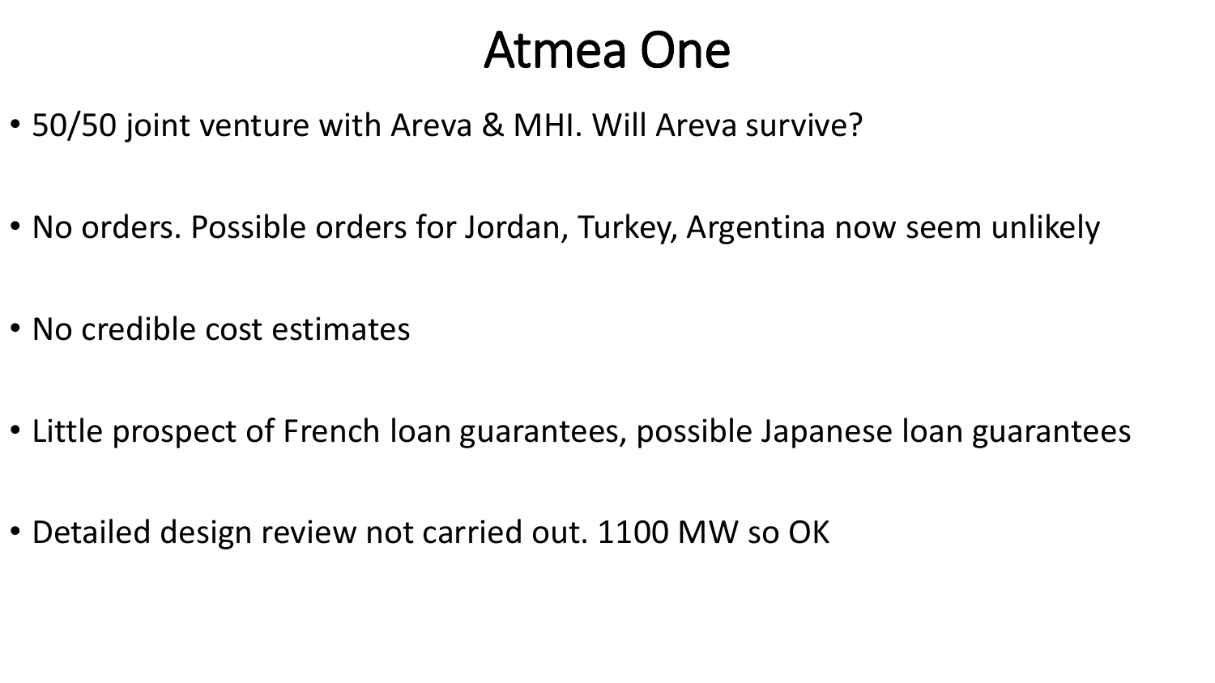# Atmea One

- 50/50 joint venture with Areva & MHI. Will Areva survive?
- No orders. Possible orders for Jordan, Turkey, Argentina now seem unlikely
- No credible cost estimates
- Little prospect of French loan guarantees, possible Japanese loan guarantees
- Detailed design review not carried out. 1100 MW so OK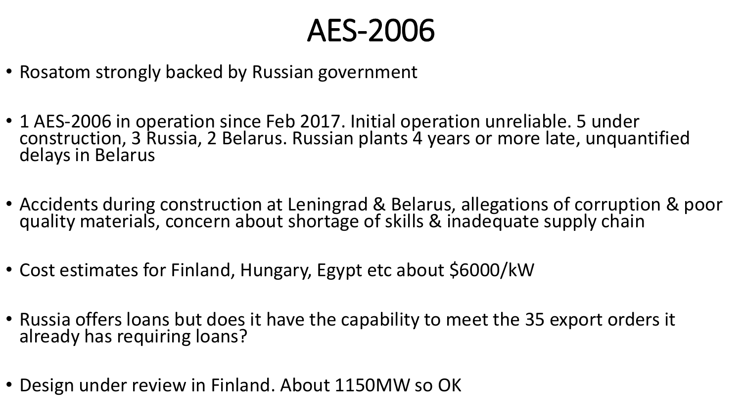# AES-2006

- Rosatom strongly backed by Russian government
- 1 AES-2006 in operation since Feb 2017. Initial operation unreliable. 5 under construction, 3 Russia, 2 Belarus. Russian plants 4 years or more late, unquantified delays in Belarus
- Accidents during construction at Leningrad & Belarus, allegations of corruption & poor quality materials, concern about shortage of skills & inadequate supply chain
- Cost estimates for Finland, Hungary, Egypt etc about $6000/kW
- Russia offers loans but does it have the capability to meet the 35 export orders it already has requiring loans?
- Design under review in Finland. About 1150MW so OK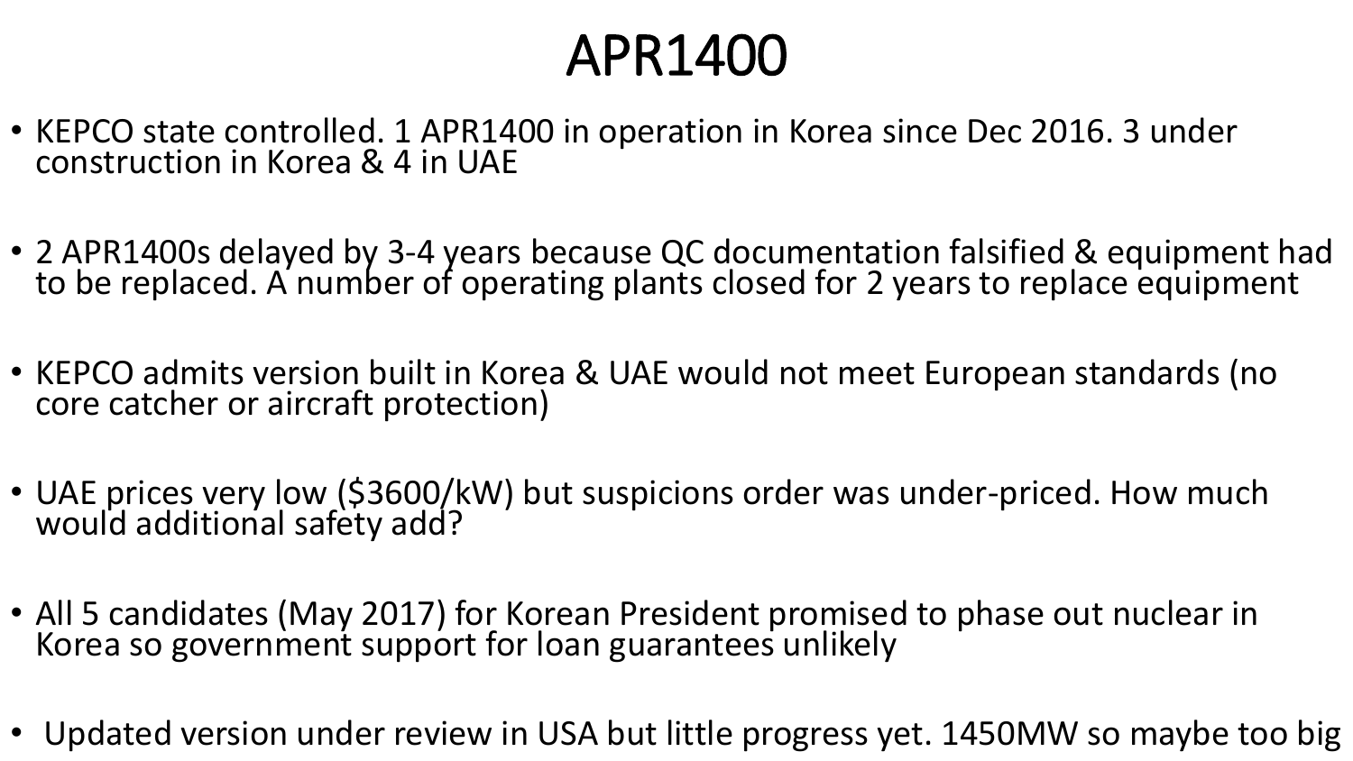# APR1400

- KEPCO state controlled. 1 APR1400 in operation in Korea since Dec 2016. 3 under construction in Korea & 4 in UAE
- 2 APR1400s delayed by 3-4 years because QC documentation falsified & equipment had to be replaced. A number of operating plants closed for 2 years to replace equipment
- KEPCO admits version built in Korea & UAE would not meet European standards (no core catcher or aircraft protection)
- UAE prices very low ($3600/kW) but suspicions order was under-priced. How much would additional safety add?
- All 5 candidates (May 2017) for Korean President promised to phase out nuclear in Korea so government support for loan guarantees unlikely
- Updated version under review in USA but little progress yet. 1450MW so maybe too big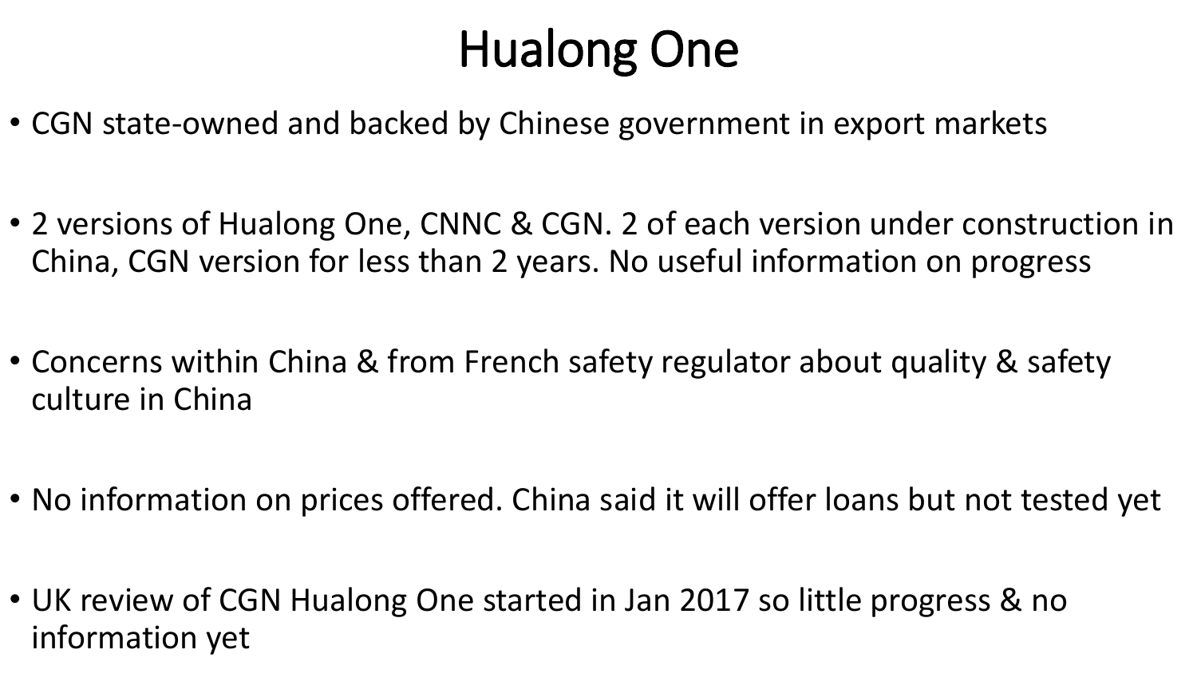# Hualong One

- CGN state-owned and backed by Chinese government in export markets
- 2 versions of Hualong One, CNNC & CGN. 2 of each version under construction in China, CGN version for less than 2 years. No useful information on progress
- Concerns within China & from French safety regulator about quality & safety culture in China
- No information on prices offered. China said it will offer loans but not tested yet
- UK review of CGN Hualong One started in Jan 2017 so little progress & no information yet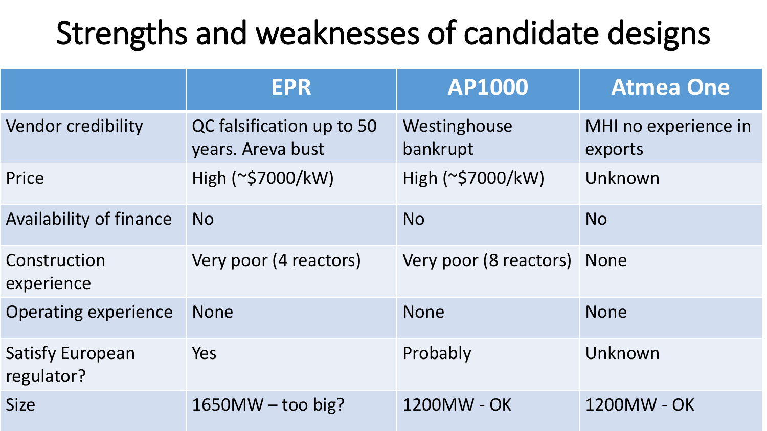# Strengths and weaknesses of candidate designs

| | EPR | AP1000 | Atmea One |
|---|---|---|---|
| Vendor credibility | QC falsification up to 50 years. Areva bust | Westinghouse bankrupt | MHI no experience in exports |
| Price | High (~$7000/kW) | High (~$7000/kW) | Unknown |
| Availability of finance | No | No | No |
| Construction experience | Very poor (4 reactors) | Very poor (8 reactors) | None |
| Operating experience | None | None | None |
| Satisfy European regulator? | Yes | Probably | Unknown |
| Size | 1650MW – too big? | 1200MW - OK | 1200MW - OK |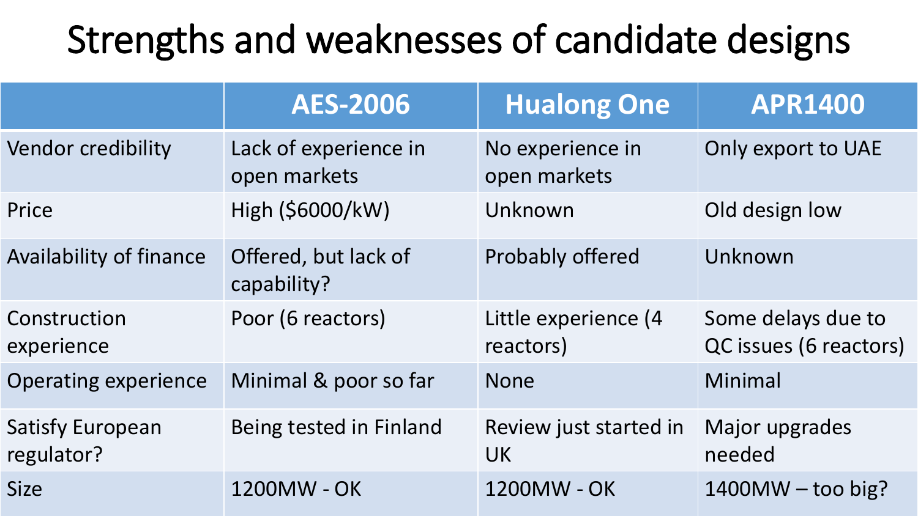# Strengths and weaknesses of candidate designs

| | AES-2006 | Hualong One | APR1400 |
|---|---|---|---|
| Vendor credibility | Lack of experience in open markets | No experience in open markets | Only export to UAE |
| Price | High ($6000/kW) | Unknown | Old design low |
| Availability of finance | Offered, but lack of capability? | Probably offered | Unknown |
| Construction experience | Poor (6 reactors) | Little experience (4 reactors) | Some delays due to QC issues (6 reactors) |
| Operating experience | Minimal & poor so far | None | Minimal |
| Satisfy European regulator? | Being tested in Finland | Review just started in UK | Major upgrades needed |
| Size | 1200MW - OK | 1200MW - OK | 1400MW – too big? |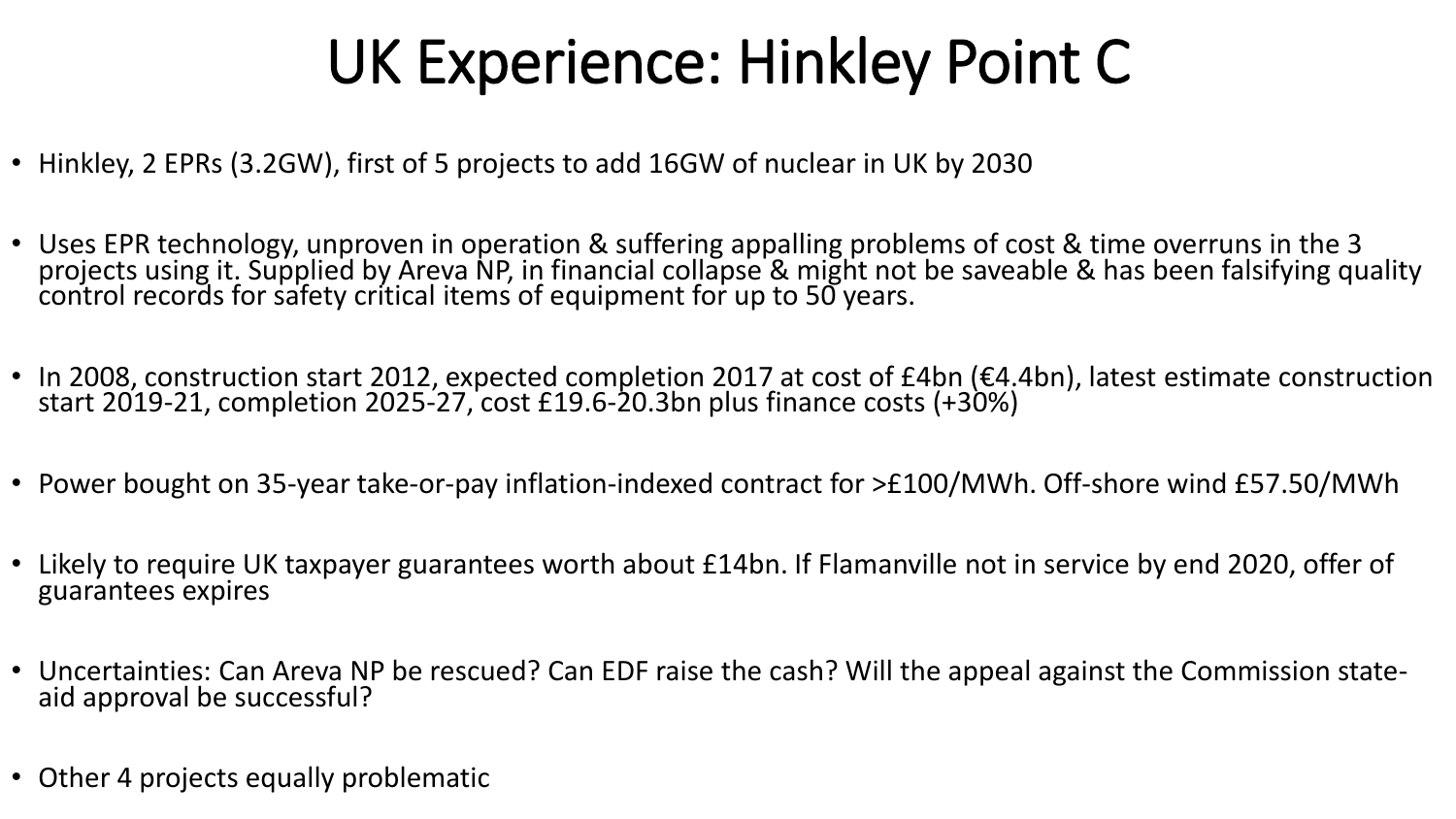# UK Experience: Hinkley Point C

- Hinkley, 2 EPRs (3.2GW), first of 5 projects to add 16GW of nuclear in UK by 2030
- Uses EPR technology, unproven in operation & suffering appalling problems of cost & time overruns in the 3 projects using it. Supplied by Areva NP, in financial collapse & might not be saveable & has been falsifying quality control records for safety critical items of equipment for up to 50 years.
- In 2008, construction start 2012, expected completion 2017 at cost of £4bn (€4.4bn), latest estimate construction start 2019-21, completion 2025-27, cost £19.6-20.3bn plus finance costs (+30%)
- Power bought on 35-year take-or-pay inflation-indexed contract for >£100/MWh. Off-shore wind £57.50/MWh
- Likely to require UK taxpayer guarantees worth about £14bn. If Flamanville not in service by end 2020, offer of guarantees expires
- Uncertainties: Can Areva NP be rescued? Can EDF raise the cash? Will the appeal against the Commission state-aid approval be successful?
- Other 4 projects equally problematic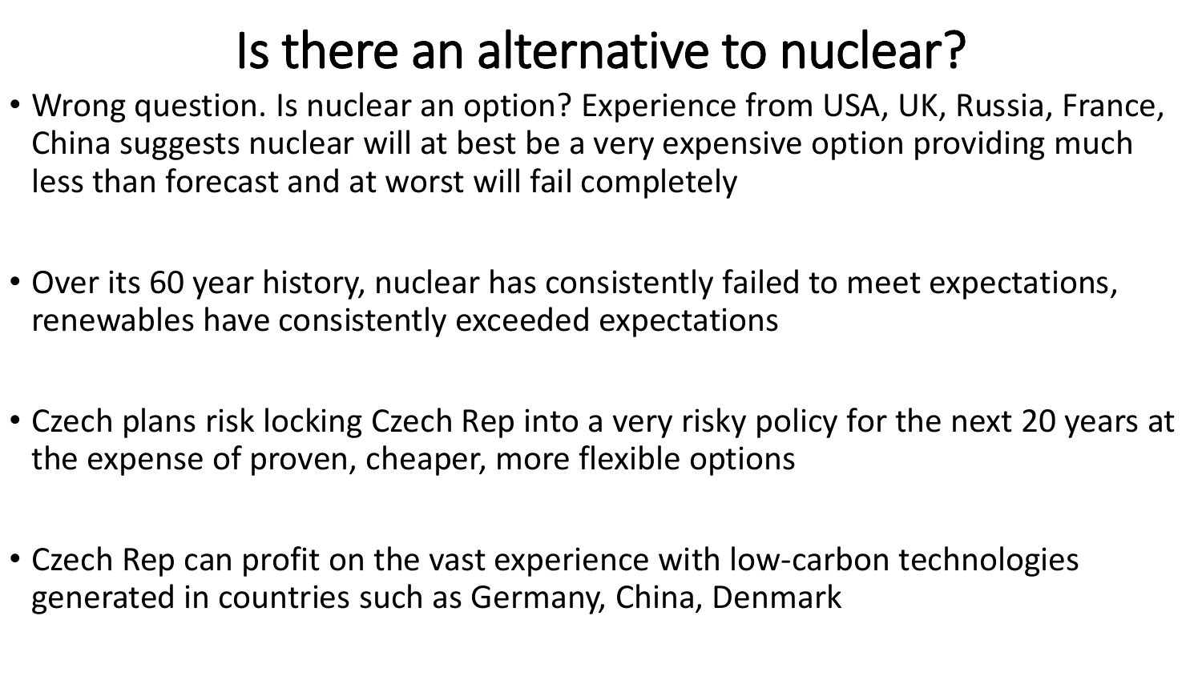# Is there an alternative to nuclear?

- Wrong question. Is nuclear an option? Experience from USA, UK, Russia, France, China suggests nuclear will at best be a very expensive option providing much less than forecast and at worst will fail completely
- Over its 60 year history, nuclear has consistently failed to meet expectations, renewables have consistently exceeded expectations
- Czech plans risk locking Czech Rep into a very risky policy for the next 20 years at the expense of proven, cheaper, more flexible options
- Czech Rep can profit on the vast experience with low-carbon technologies generated in countries such as Germany, China, Denmark